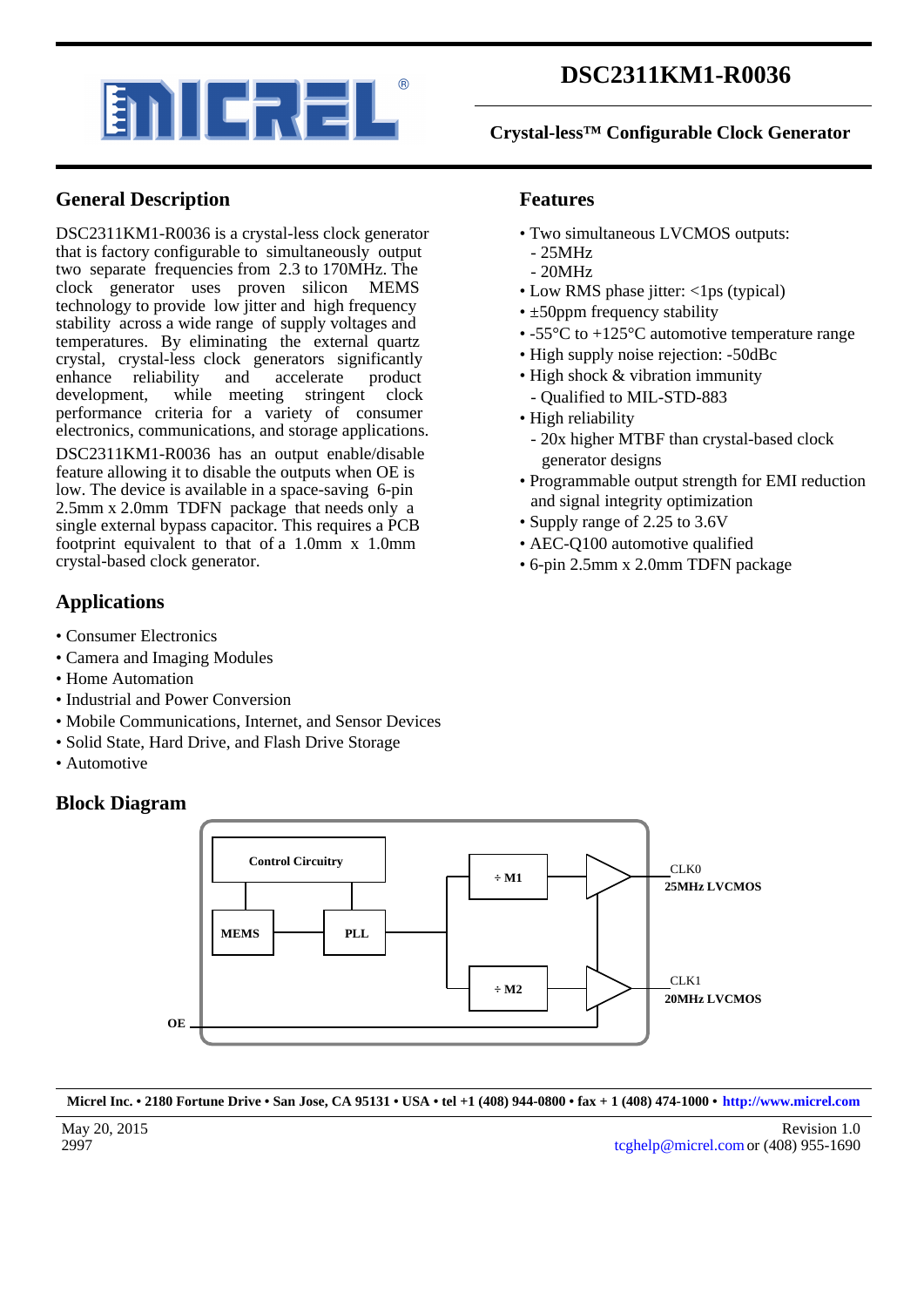# DSC2311KM1-R0036

## Crystal-less™ Configurable Clock Generator

## General Description

DSC2311KM1-R0036 is a crystal-less clock generator that is factory configurable to simultaneously output two separate frequencies from 2.3 to 170MHz. The clock generator uses proven silicon MEMS technology to provide low jitter and high frequency stability across a wide range of supply voltages and temperatures. By eliminating the external quartz crystal, crystal-less clock generators significantly enhance reliability and accelerate product development, while meeting stringent clock performance criteria for a variety of consumer electronics, communications, and storage applications.

DSC2311KM1-R0036 has an output enable/disable feature allowing it to disable the outputs when OE is low. The device is available in a space-saving 6-pin 2.5mm x 2.0mm TDFN package that needs only a single external bypass capacitor. This requires a PCB footprint equivalent to that of a 1.0mm x 1.0mm crystal-based clock generator.

## Features

- Two simultaneous LVCMOS outputs:
  - 25MHz
  - 20MHz
- Low RMS phase jitter: <1ps (typical)
- ±50ppm frequency stability
- -55°C to +125°C automotive temperature range
- High supply noise rejection: -50dBc
- High shock & vibration immunity
  - Qualified to MIL-STD-883
- High reliability
  - 20x higher MTBF than crystal-based clock generator designs
- Programmable output strength for EMI reduction and signal integrity optimization
- Supply range of 2.25 to 3.6V
- AEC-Q100 automotive qualified
- 6-pin 2.5mm x 2.0mm TDFN package

## Applications

- Consumer Electronics
- Camera and Imaging Modules
- Home Automation
- Industrial and Power Conversion
- Mobile Communications, Internet, and Sensor Devices
- Solid State, Hard Drive, and Flash Drive Storage
- Automotive

## Block Diagram

Control Circuitry, MEMS, PLL, ÷ M1, ÷ M2, OE, CLK0 25MHz LVCMOS, CLK1 20MHz LVCMOS

Micrel Inc. • 2180 Fortune Drive • San Jose, CA 95131 • USA • tel +1 (408) 944-0800 • fax + 1 (408) 474-1000 • http://www.micrel.com

May 20, 2015
2997

Revision 1.0
tcghelp@micrel.com or (408) 955-1690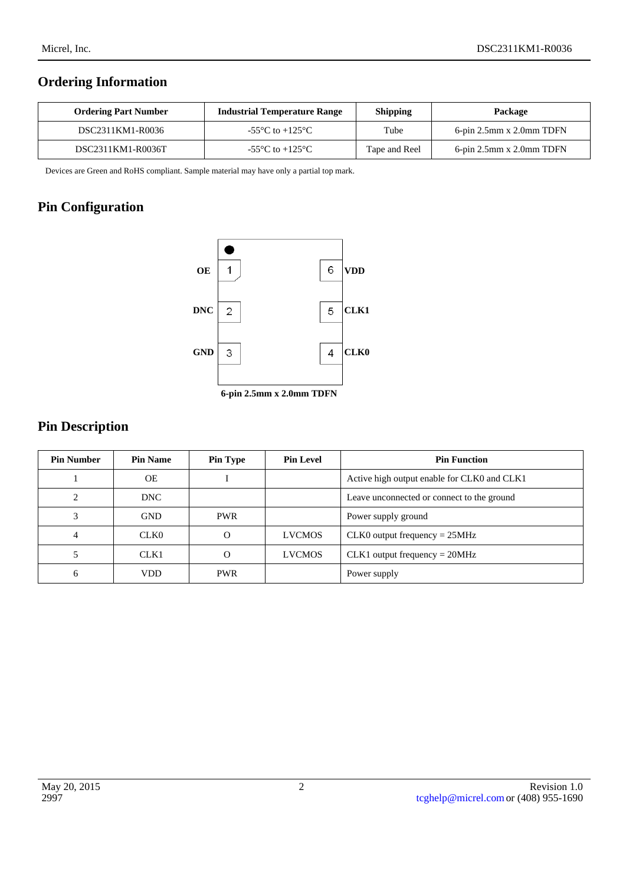## Ordering Information

| Ordering Part Number | Industrial Temperature Range | Shipping | Package |
|---|---|---|---|
| DSC2311KM1-R0036 | -55°C to +125°C | Tube | 6-pin 2.5mm x 2.0mm TDFN |
| DSC2311KM1-R0036T | -55°C to +125°C | Tape and Reel | 6-pin 2.5mm x 2.0mm TDFN |

Devices are Green and RoHS compliant. Sample material may have only a partial top mark.

## Pin Configuration

| Pin Name | Pin | | Pin | Pin Name |
|---|---|---|---|---|
| OE | 1 | | 6 | VDD |
| DNC | 2 | | 5 | CLK1 |
| GND | 3 | | 4 | CLK0 |

**6-pin 2.5mm x 2.0mm TDFN**

## Pin Description

| Pin Number | Pin Name | Pin Type | Pin Level | Pin Function |
|---|---|---|---|---|
| 1 | OE | I | | Active high output enable for CLK0 and CLK1 |
| 2 | DNC | | | Leave unconnected or connect to the ground |
| 3 | GND | PWR | | Power supply ground |
| 4 | CLK0 | O | LVCMOS | CLK0 output frequency = 25MHz |
| 5 | CLK1 | O | LVCMOS | CLK1 output frequency = 20MHz |
| 6 | VDD | PWR | | Power supply |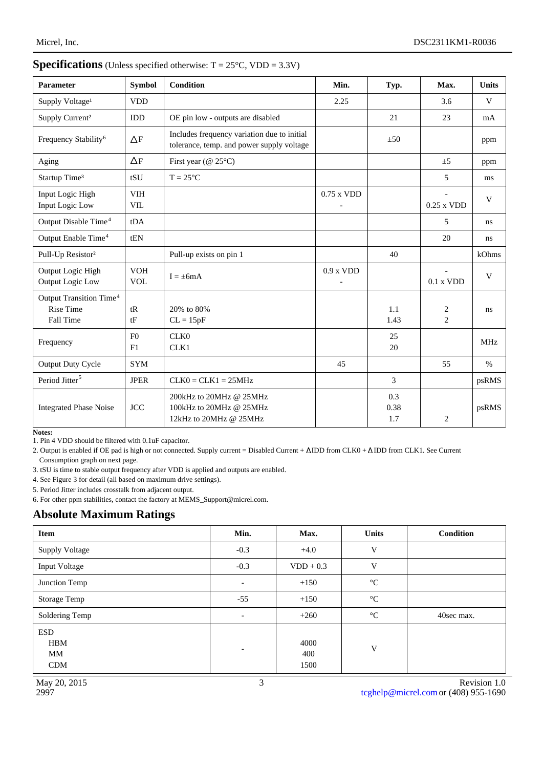## Specifications (Unless specified otherwise: T = 25°C, VDD = 3.3V)

| Parameter | Symbol | Condition | Min. | Typ. | Max. | Units |
|---|---|---|---|---|---|---|
| Supply Voltage[1] | VDD | | 2.25 | | 3.6 | V |
| Supply Current[2] | IDD | OE pin low - outputs are disabled | | 21 | 23 | mA |
| Frequency Stability[6] | ΔF | Includes frequency variation due to initial tolerance, temp. and power supply voltage | | ±50 | | ppm |
| Aging | ΔF | First year (@ 25°C) | | | ±5 | ppm |
| Startup Time[3] | tSU | T = 25°C | | | 5 | ms |
| Input Logic High<br>Input Logic Low | VIH<br>VIL | | 0.75 x VDD<br>- | | -<br>0.25 x VDD | V |
| Output Disable Time[4] | tDA | | | | 5 | ns |
| Output Enable Time[4] | tEN | | | | 20 | ns |
| Pull-Up Resistor[2] | | Pull-up exists on pin 1 | | 40 | | kOhms |
| Output Logic High<br>Output Logic Low | VOH<br>VOL | I = ±6mA | 0.9 x VDD<br>- | | -<br>0.1 x VDD | V |
| Output Transition Time[4]<br>Rise Time<br>Fall Time | <br>tR<br>tF | <br>20% to 80%<br>CL = 15pF | | <br>1.1<br>1.43 | <br>2<br>2 | ns |
| Frequency | F0<br>F1 | CLK0<br>CLK1 | | 25<br>20 | | MHz |
| Output Duty Cycle | SYM | | 45 | | 55 | % |
| Period Jitter[5] | JPER | CLK0 = CLK1 = 25MHz | | 3 | | psRMS |
| Integrated Phase Noise | JCC | 200kHz to 20MHz @ 25MHz<br>100kHz to 20MHz @ 25MHz<br>12kHz to 20MHz @ 25MHz | | 0.3<br>0.38<br>1.7 | <br><br>2 | psRMS |

**Notes:**

1. Pin 4 VDD should be filtered with 0.1uF capacitor.
2. Output is enabled if OE pad is high or not connected. Supply current = Disabled Current + ΔIDD from CLK0 + ΔIDD from CLK1. See Current Consumption graph on next page.
3. tSU is time to stable output frequency after VDD is applied and outputs are enabled.
4. See Figure 3 for detail (all based on maximum drive settings).
5. Period Jitter includes crosstalk from adjacent output.
6. For other ppm stabilities, contact the factory at MEMS_Support@micrel.com.

## Absolute Maximum Ratings

| Item | Min. | Max. | Units | Condition |
|---|---|---|---|---|
| Supply Voltage | -0.3 | +4.0 | V | |
| Input Voltage | -0.3 | VDD + 0.3 | V | |
| Junction Temp | - | +150 | °C | |
| Storage Temp | -55 | +150 | °C | |
| Soldering Temp | - | +260 | °C | 40sec max. |
| ESD<br>HBM<br>MM<br>CDM | - | <br>4000<br>400<br>1500 | V | |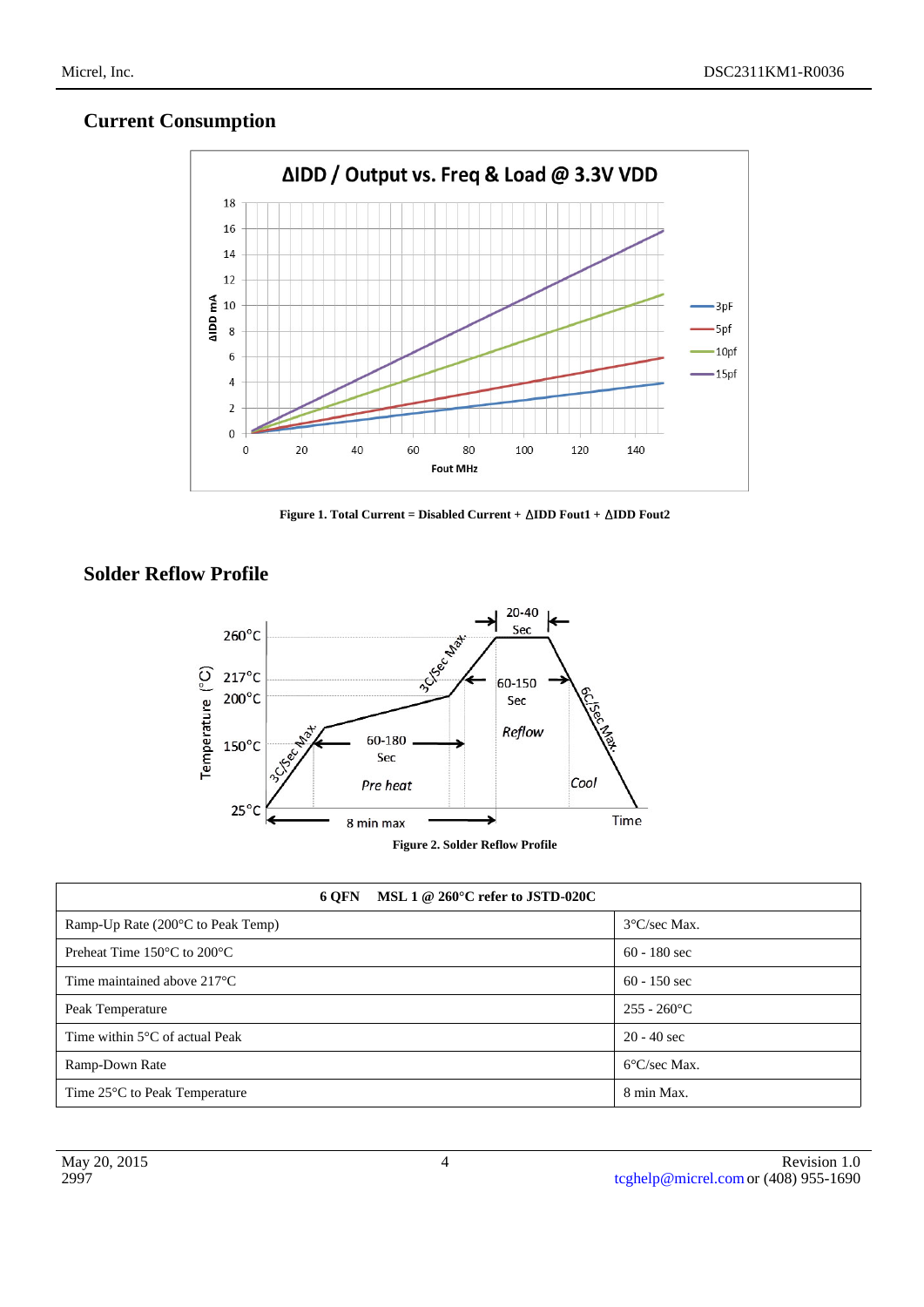## Current Consumption

**Figure 1. Total Current = Disabled Current + ΔIDD Fout1 + ΔIDD Fout2**

## Solder Reflow Profile

**Figure 2. Solder Reflow Profile**

| 6 QFN MSL 1 @ 260°C refer to JSTD-020C | |
|---|---|
| Ramp-Up Rate (200°C to Peak Temp) | 3°C/sec Max. |
| Preheat Time 150°C to 200°C | 60 - 180 sec |
| Time maintained above 217°C | 60 - 150 sec |
| Peak Temperature | 255 - 260°C |
| Time within 5°C of actual Peak | 20 - 40 sec |
| Ramp-Down Rate | 6°C/sec Max. |
| Time 25°C to Peak Temperature | 8 min Max. |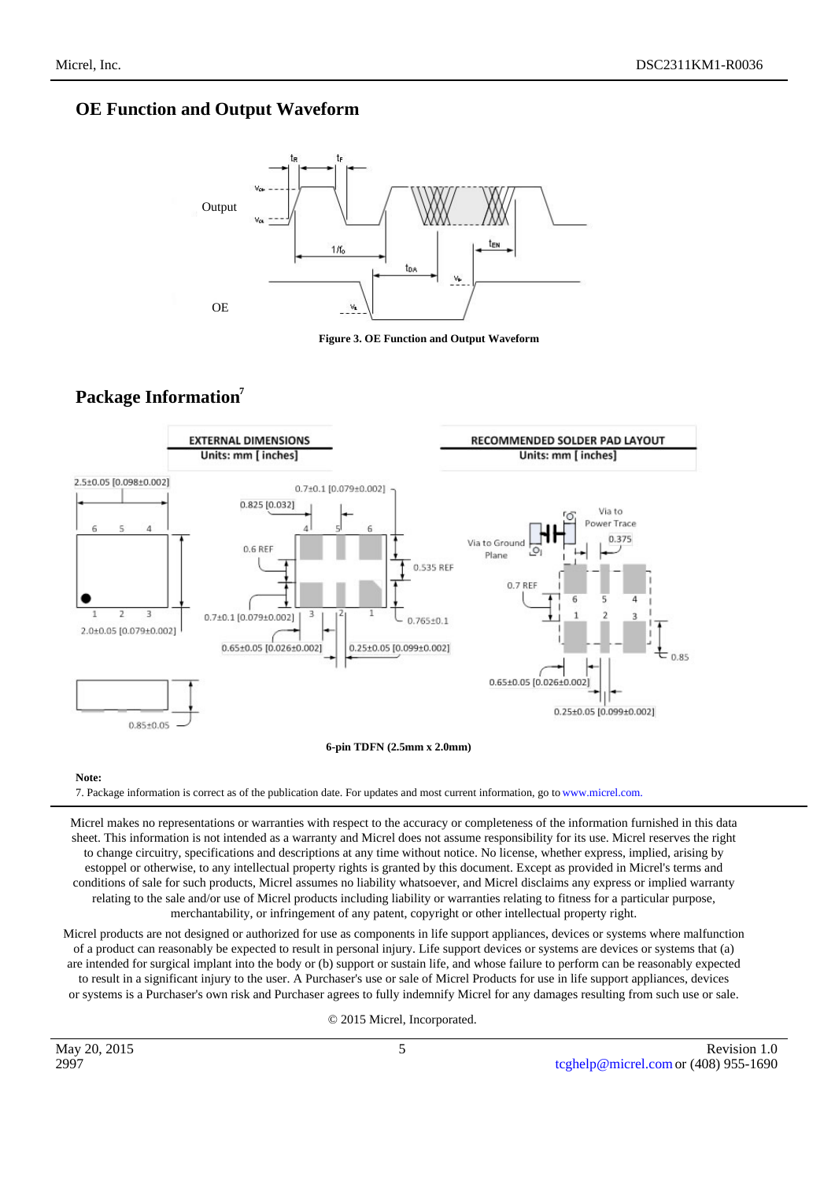## OE Function and Output Waveform

Figure 3. OE Function and Output Waveform

## Package Information[7]

EXTERNAL DIMENSIONS
Units: mm [ inches]

RECOMMENDED SOLDER PAD LAYOUT
Units: mm [ inches]

6-pin TDFN (2.5mm x 2.0mm)

**Note:**

7. Package information is correct as of the publication date. For updates and most current information, go to www.micrel.com.

---

Micrel makes no representations or warranties with respect to the accuracy or completeness of the information furnished in this data sheet. This information is not intended as a warranty and Micrel does not assume responsibility for its use. Micrel reserves the right to change circuitry, specifications and descriptions at any time without notice. No license, whether express, implied, arising by estoppel or otherwise, to any intellectual property rights is granted by this document. Except as provided in Micrel's terms and conditions of sale for such products, Micrel assumes no liability whatsoever, and Micrel disclaims any express or implied warranty relating to the sale and/or use of Micrel products including liability or warranties relating to fitness for a particular purpose, merchantability, or infringement of any patent, copyright or other intellectual property right.

Micrel products are not designed or authorized for use as components in life support appliances, devices or systems where malfunction of a product can reasonably be expected to result in personal injury. Life support devices or systems are devices or systems that (a) are intended for surgical implant into the body or (b) support or sustain life, and whose failure to perform can be reasonably expected to result in a significant injury to the user. A Purchaser's use or sale of Micrel Products for use in life support appliances, devices or systems is a Purchaser's own risk and Purchaser agrees to fully indemnify Micrel for any damages resulting from such use or sale.

© 2015 Micrel, Incorporated.